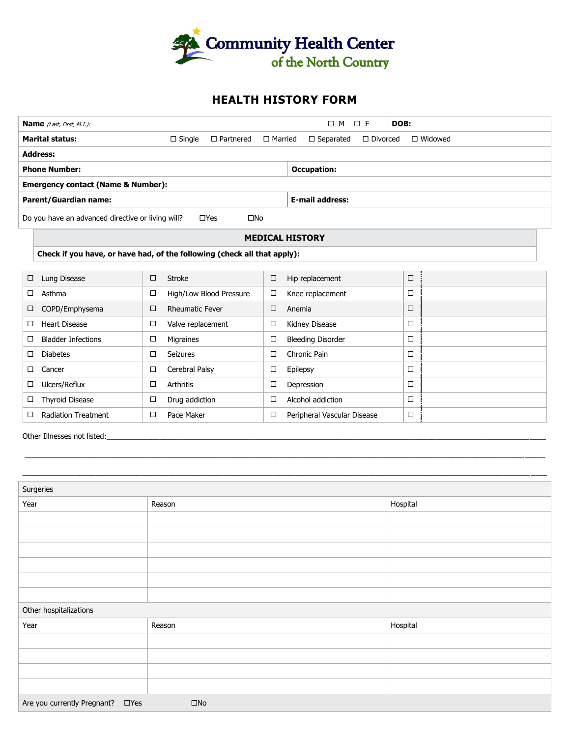# Community Health Center of the North Country

## HEALTH HISTORY FORM

| **Name** *(Last, First, M.I.)*: | ☐ M ☐ F | **DOB:** |
|---|---|---|
| **Marital status:** ☐ Single ☐ Partnered ☐ Married ☐ Separated ☐ Divorced ☐ Widowed | | |
| **Address:** | | |
| **Phone Number:** | **Occupation:** | |
| **Emergency contact (Name & Number):** | | |
| **Parent/Guardian name:** | **E-mail address:** | |
| Do you have an advanced directive or living will? ☐Yes ☐No | | |

### MEDICAL HISTORY

**Check if you have, or have had, of the following (check all that apply):**

| | | | | | | | |
|---|---|---|---|---|---|---|---|
| ☐ | Lung Disease | ☐ | Stroke | ☐ | Hip replacement | ☐ | |
| ☐ | Asthma | ☐ | High/Low Blood Pressure | ☐ | Knee replacement | ☐ | |
| ☐ | COPD/Emphysema | ☐ | Rheumatic Fever | ☐ | Anemia | ☐ | |
| ☐ | Heart Disease | ☐ | Valve replacement | ☐ | Kidney Disease | ☐ | |
| ☐ | Bladder Infections | ☐ | Migraines | ☐ | Bleeding Disorder | ☐ | |
| ☐ | Diabetes | ☐ | Seizures | ☐ | Chronic Pain | ☐ | |
| ☐ | Cancer | ☐ | Cerebral Palsy | ☐ | Epilepsy | ☐ | |
| ☐ | Ulcers/Reflux | ☐ | Arthritis | ☐ | Depression | ☐ | |
| ☐ | Thyroid Disease | ☐ | Drug addiction | ☐ | Alcohol addiction | ☐ | |
| ☐ | Radiation Treatment | ☐ | Pace Maker | ☐ | Peripheral Vascular Disease | ☐ | |

Other Illnesses not listed:______________________________________________________________________________

______________________________________________________________________________________________________

______________________________________________________________________________________________________

**Surgeries**

| Year | Reason | Hospital |
|---|---|---|
| | | |
| | | |
| | | |
| | | |
| | | |
| | | |

**Other hospitalizations**

| Year | Reason | Hospital |
|---|---|---|
| | | |
| | | |
| | | |
| | | |

Are you currently Pregnant? ☐Yes ☐No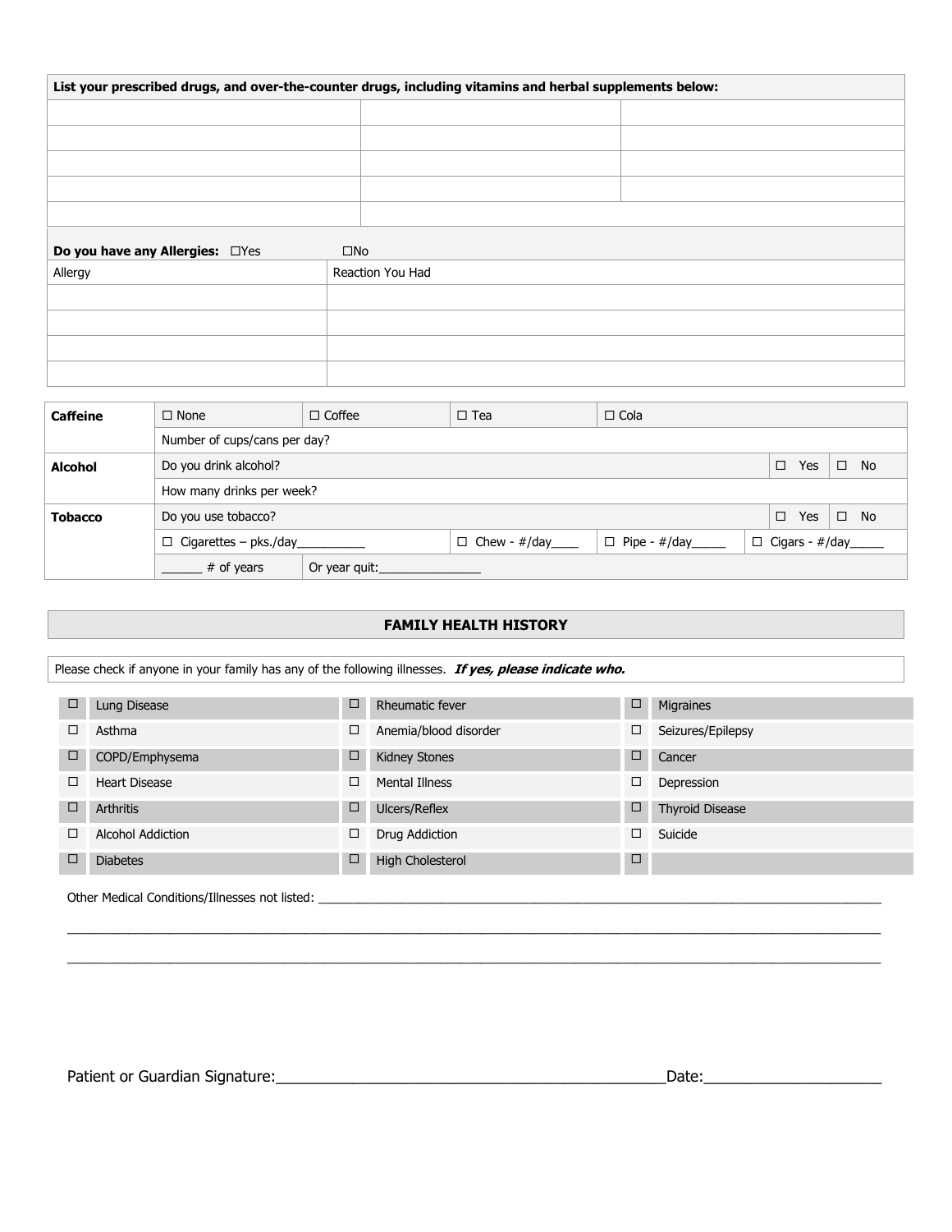| List your prescribed drugs, and over-the-counter drugs, including vitamins and herbal supplements below: | | |
|---|---|---|
| | | |
| | | |
| | | |
| | | |
| | | |

| **Do you have any Allergies:** ☐Yes ☐No | |
|---|---|
| Allergy | Reaction You Had |
| | |
| | |
| | |
| | |

| | | | | | |
|---|---|---|---|---|---|
| **Caffeine** | ☐ None | ☐ Coffee | ☐ Tea | ☐ Cola | |
| | Number of cups/cans per day? | | | | |
| **Alcohol** | Do you drink alcohol? | | | ☐ Yes | ☐ No |
| | How many drinks per week? | | | | |
| **Tobacco** | Do you use tobacco? | | | ☐ Yes | ☐ No |
| | ☐ Cigarettes – pks./day__________ | ☐ Chew - #/day____ | ☐ Pipe - #/day_____ | ☐ Cigars - #/day_____ | |
| | ______ # of years | Or year quit:_______________ | | | |

## FAMILY HEALTH HISTORY

Please check if anyone in your family has any of the following illnesses. ***If yes, please indicate who.***

| | | |
|---|---|---|
| ☐ Lung Disease | ☐ Rheumatic fever | ☐ Migraines |
| ☐ Asthma | ☐ Anemia/blood disorder | ☐ Seizures/Epilepsy |
| ☐ COPD/Emphysema | ☐ Kidney Stones | ☐ Cancer |
| ☐ Heart Disease | ☐ Mental Illness | ☐ Depression |
| ☐ Arthritis | ☐ Ulcers/Reflex | ☐ Thyroid Disease |
| ☐ Alcohol Addiction | ☐ Drug Addiction | ☐ Suicide |
| ☐ Diabetes | ☐ High Cholesterol | ☐ |

Other Medical Conditions/Illnesses not listed: ________________________________________________________________________________

________________________________________________________________________________________________________

________________________________________________________________________________________________________

Patient or Guardian Signature:_______________________________________________Date:_____________________